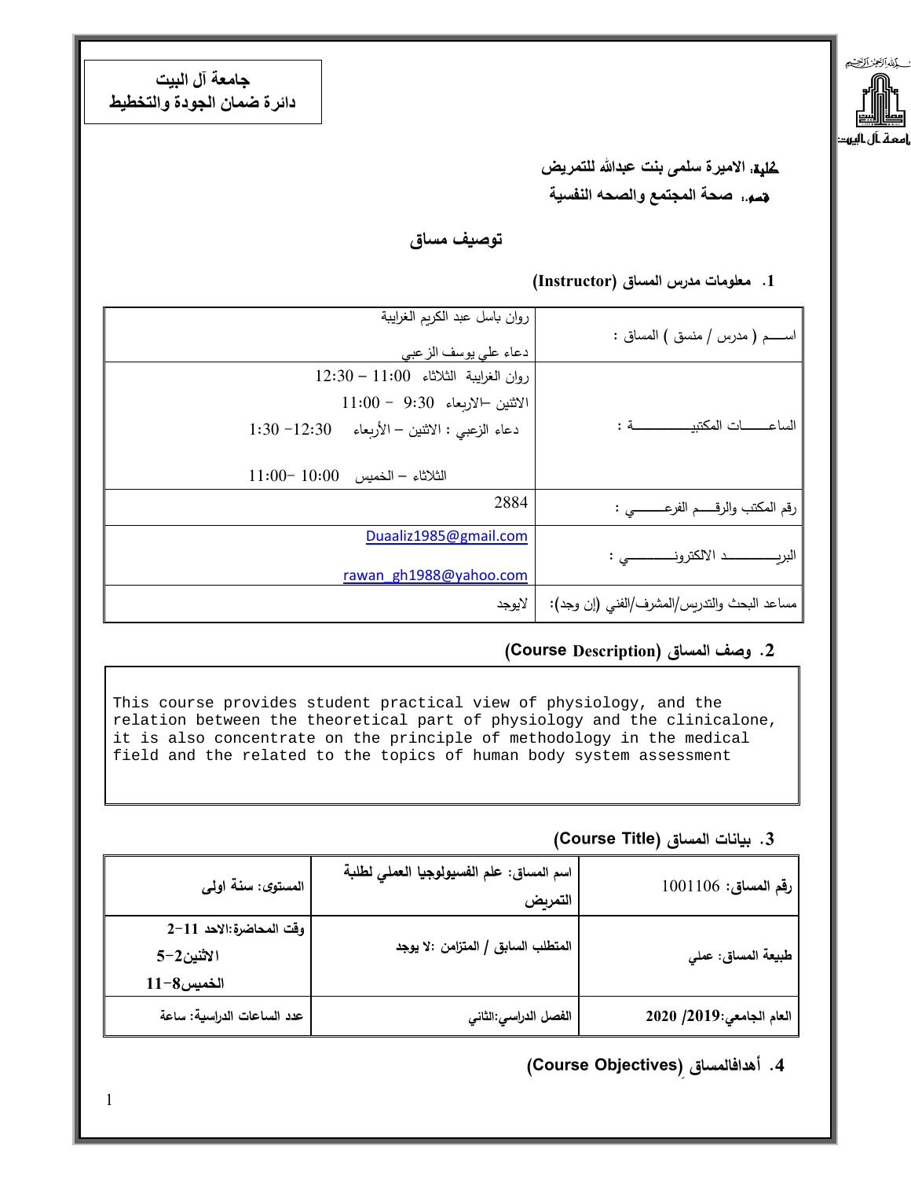**جامعة آل البيت**
**دائرة ضمان الجودة والتخطيط**

**كلية: الاميرة سلمى بنت عبدالله للتمريض**

**قسم:. صحة المجتمع والصحه النفسية**

## توصيف مساق

### 1. معلومات مدرس المساق (Instructor)

| | |
|---|---|
| اســـم ( مدرس / منسق ) المساق : | روان باسل عبد الكريم الغرايبة<br>دعاء علي يوسف الزعبي |
| الساعــــات المكتبيــــــــــــــة : | روان الغرايبة الثلاثاء 11:00 – 12:30<br>الاثنين –الاربعاء 9:30 – 11:00<br>دعاء الزعبي : الاثنين – الأربعاء 12:30 -1:30<br>الثلاثاء – الخميس 10:00 -11:00 |
| رقم المكتب والرقـــم الفرعـــــــي : | 2884 |
| البريـــــــــــد الالكترونـــــــــي : | Duaaliz1985@gmail.com<br>rawan_gh1988@yahoo.com |
| مساعد البحث والتدريس/المشرف/الفني (إن وجد): | لايوجد |

### 2. وصف المساق (Course Description)

This course provides student practical view of physiology, and the relation between the theoretical part of physiology and the clinicalone, it is also concentrate on the principle of methodology in the medical field and the related to the topics of human body system assessment

### 3. بيانات المساق (Course Title)

| | | |
|---|---|---|
| **رقم المساق:** 1001106 | **اسم المساق: علم الفسيولوجيا العملي لطلبة التمريض** | **المستوى: سنة اولى** |
| **طبيعة المساق: عملي** | **المتطلب السابق / المتزامن :لا يوجد** | **وقت المحاضرة:الاحد 11-2<br>الاثنين2-5<br>الخميس8-11** |
| **العام الجامعي:2019/ 2020** | **الفصل الدراسي:الثاني** | **عدد الساعات الدراسية: ساعة** |

### 4. أهدافالمساق (Course Objectives)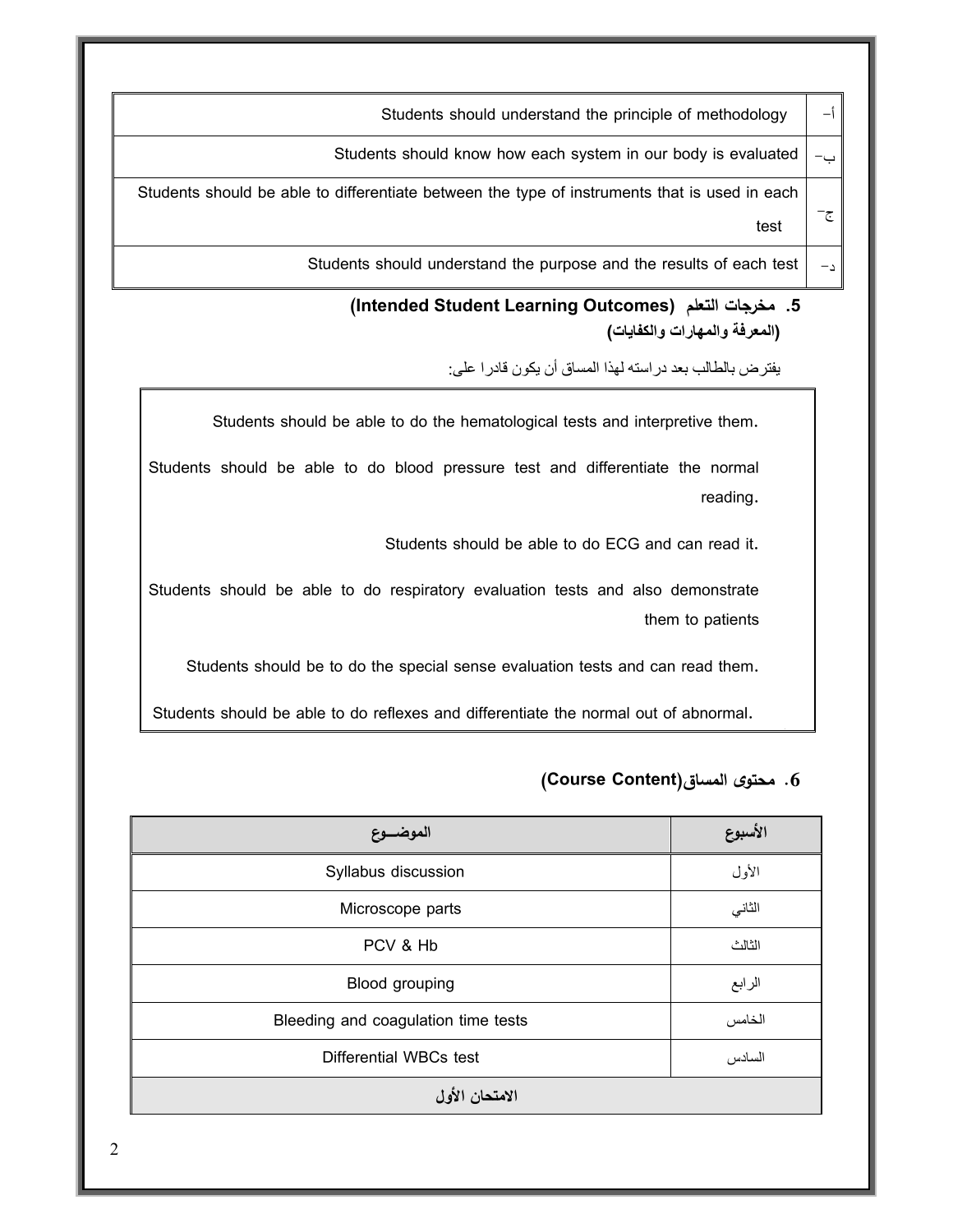| | |
|---|---|
| أ- | Students should understand the principle of methodology |
| ب- | Students should know how each system in our body is evaluated |
| ج- | Students should be able to differentiate between the type of instruments that is used in each test |
| د- | Students should understand the purpose and the results of each test |

### 5. مخرجات التعلم (Intended Student Learning Outcomes)
**(المعرفة والمهارات والكفايات)**

يفترض بالطالب بعد دراسته لهذا المساق أن يكون قادرا على:

Students should be able to do the hematological tests and interpretive them.

Students should be able to do blood pressure test and differentiate the normal reading.

Students should be able to do ECG and can read it.

Students should be able to do respiratory evaluation tests and also demonstrate them to patients

Students should be to do the special sense evaluation tests and can read them.

Students should be able to do reflexes and differentiate the normal out of abnormal.

### 6. محتوى المساق(Course Content)

| الأسبوع | الموضــوع |
|---|---|
| الأول | Syllabus discussion |
| الثاني | Microscope parts |
| الثالث | PCV & Hb |
| الرابع | Blood grouping |
| الخامس | Bleeding and coagulation time tests |
| السادس | Differential WBCs test |
| **الامتحان الأول** | |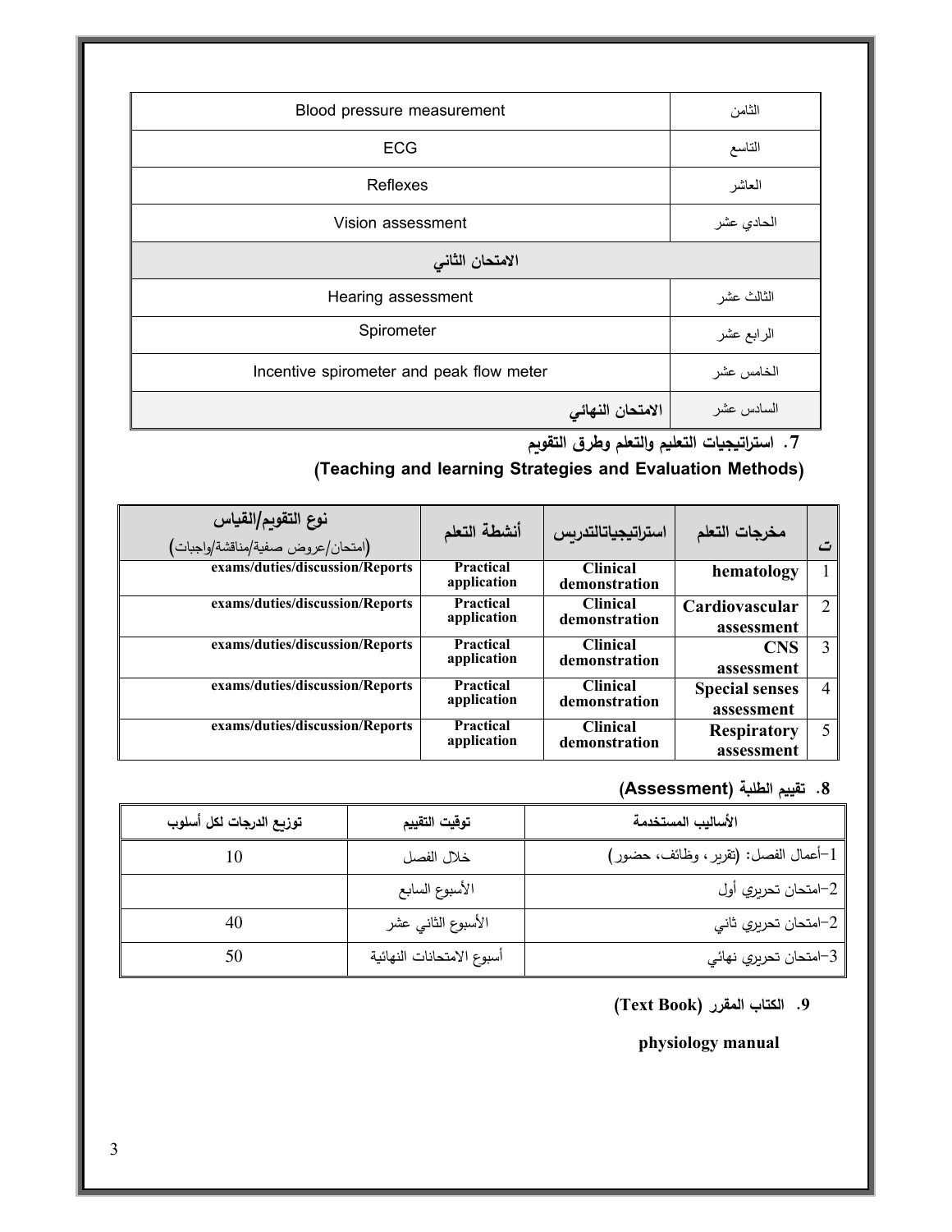| | |
|---|---|
| Blood pressure measurement | الثامن |
| ECG | التاسع |
| Reflexes | العاشر |
| Vision assessment | الحادي عشر |
| **الامتحان الثاني** | |
| Hearing assessment | الثالث عشر |
| Spirometer | الرابع عشر |
| Incentive spirometer and peak flow meter | الخامس عشر |
| **الامتحان النهائي** | السادس عشر |

### 7. استراتيجيات التعليم والتعلم وطرق التقويم

### (Teaching and learning Strategies and Evaluation Methods)

| نوع التقويم/القياس (امتحان/عروض صفية/مناقشة/واجبات) | أنشطة التعلم | استراتيجياتالتدريس | مخرجات التعلم | ت |
|---|---|---|---|---|
| **exams/duties/discussion/Reports** | **Practical application** | **Clinical demonstration** | **hematology** | 1 |
| **exams/duties/discussion/Reports** | **Practical application** | **Clinical demonstration** | **Cardiovascular assessment** | 2 |
| **exams/duties/discussion/Reports** | **Practical application** | **Clinical demonstration** | **CNS assessment** | 3 |
| **exams/duties/discussion/Reports** | **Practical application** | **Clinical demonstration** | **Special senses assessment** | 4 |
| **exams/duties/discussion/Reports** | **Practical application** | **Clinical demonstration** | **Respiratory assessment** | 5 |

### 8. تقييم الطلبة (Assessment)

| توزيع الدرجات لكل أسلوب | توقيت التقييم | الأساليب المستخدمة |
|---|---|---|
| 10 | خلال الفصل | 1-أعمال الفصل: (تقرير، وظائف، حضور) |
| | الأسبوع السابع | 2-امتحان تحريري أول |
| 40 | الأسبوع الثاني عشر | 2-امتحان تحريري ثاني |
| 50 | أسبوع الامتحانات النهائية | 3-امتحان تحريري نهائي |

### 9. الكتاب المقرر (Text Book)

**physiology manual**